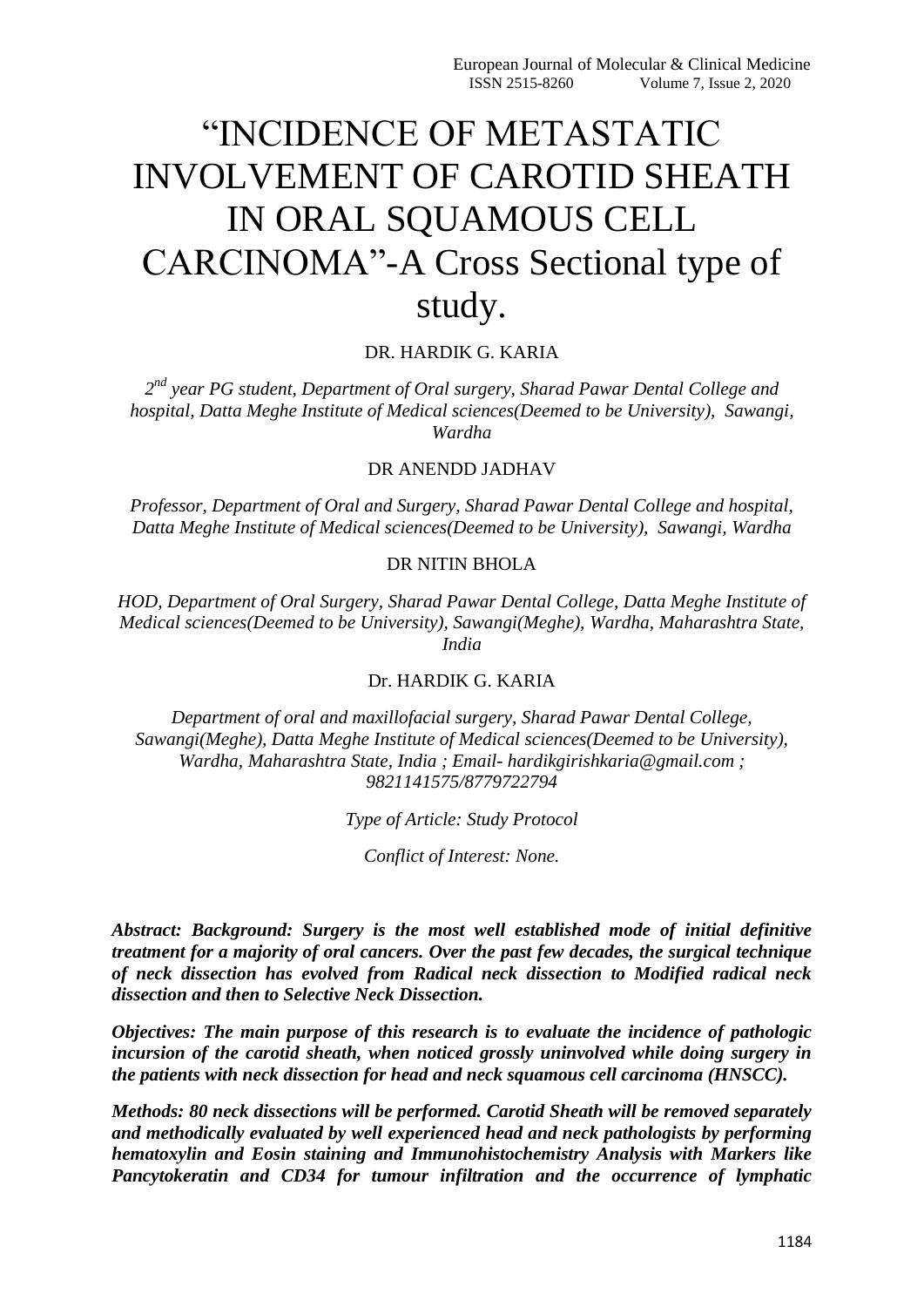# "INCIDENCE OF METASTATIC INVOLVEMENT OF CAROTID SHEATH IN ORAL SQUAMOUS CELL CARCINOMA"-A Cross Sectional type of study.

DR. HARDIK G. KARIA

*2nd year PG student, Department of Oral surgery, Sharad Pawar Dental College and hospital, Datta Meghe Institute of Medical sciences(Deemed to be University), Sawangi, Wardha*

DR ANENDD JADHAV

*Professor, Department of Oral and Surgery, Sharad Pawar Dental College and hospital, Datta Meghe Institute of Medical sciences(Deemed to be University), Sawangi, Wardha*

DR NITIN BHOLA

*HOD, Department of Oral Surgery, Sharad Pawar Dental College, Datta Meghe Institute of Medical sciences(Deemed to be University), Sawangi(Meghe), Wardha, Maharashtra State, India*

Dr. HARDIK G. KARIA

*Department of oral and maxillofacial surgery, Sharad Pawar Dental College, Sawangi(Meghe), Datta Meghe Institute of Medical sciences(Deemed to be University), Wardha, Maharashtra State, India ; Email- hardikgirishkaria@gmail.com ; 9821141575/8779722794*

*Type of Article: Study Protocol*

*Conflict of Interest: None.*

***Abstract: Background: Surgery is the most well established mode of initial definitive treatment for a majority of oral cancers. Over the past few decades, the surgical technique of neck dissection has evolved from Radical neck dissection to Modified radical neck dissection and then to Selective Neck Dissection.***

***Objectives: The main purpose of this research is to evaluate the incidence of pathologic incursion of the carotid sheath, when noticed grossly uninvolved while doing surgery in the patients with neck dissection for head and neck squamous cell carcinoma (HNSCC).***

***Methods: 80 neck dissections will be performed. Carotid Sheath will be removed separately and methodically evaluated by well experienced head and neck pathologists by performing hematoxylin and Eosin staining and Immunohistochemistry Analysis with Markers like Pancytokeratin and CD34 for tumour infiltration and the occurrence of lymphatic***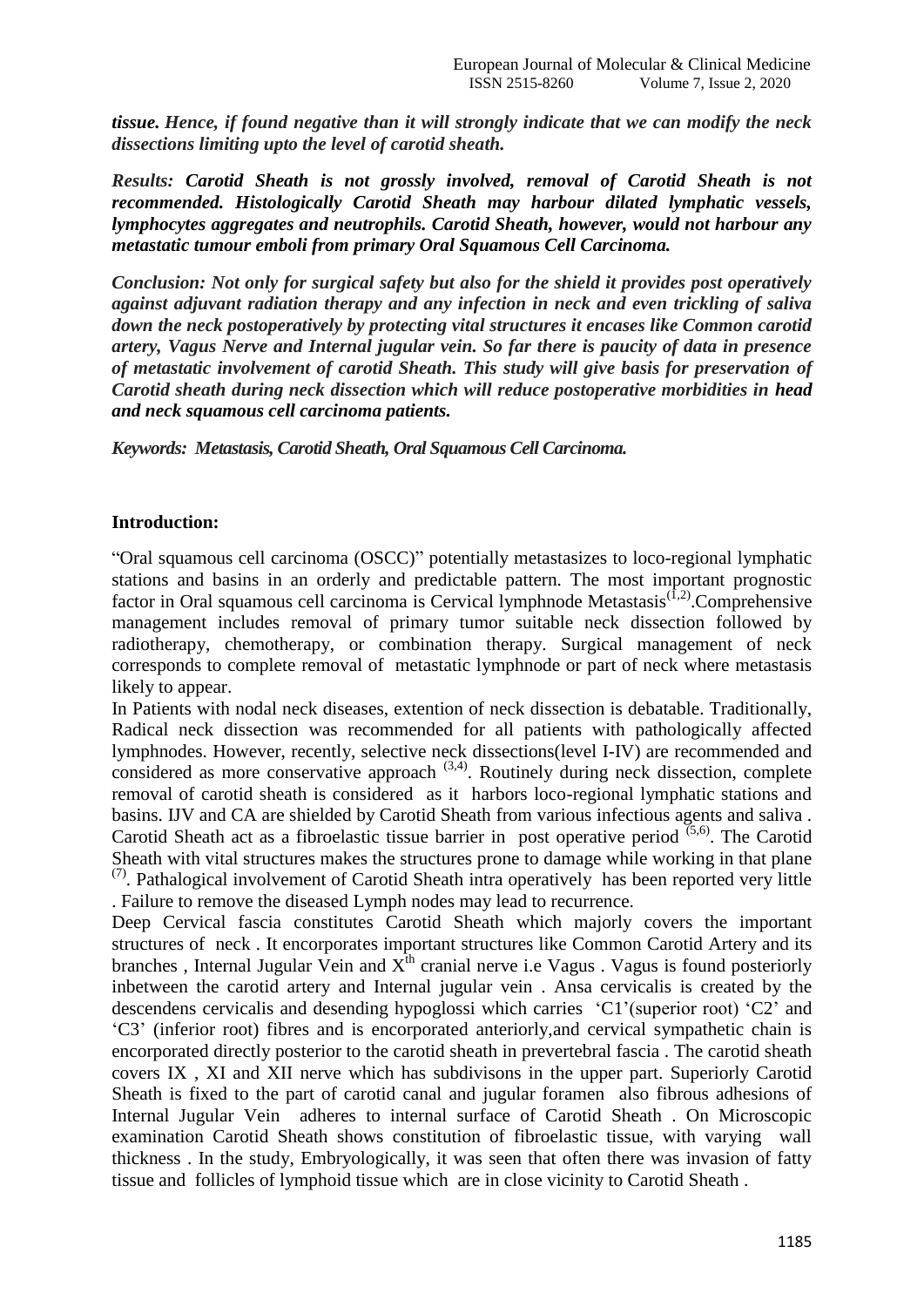***tissue. Hence, if found negative than it will strongly indicate that we can modify the neck dissections limiting upto the level of carotid sheath.***

***Results: Carotid Sheath is not grossly involved, removal of Carotid Sheath is not recommended. Histologically Carotid Sheath may harbour dilated lymphatic vessels, lymphocytes aggregates and neutrophils. Carotid Sheath, however, would not harbour any metastatic tumour emboli from primary Oral Squamous Cell Carcinoma.***

***Conclusion: Not only for surgical safety but also for the shield it provides post operatively against adjuvant radiation therapy and any infection in neck and even trickling of saliva down the neck postoperatively by protecting vital structures it encases like Common carotid artery, Vagus Nerve and Internal jugular vein. So far there is paucity of data in presence of metastatic involvement of carotid Sheath. This study will give basis for preservation of Carotid sheath during neck dissection which will reduce postoperative morbidities in head and neck squamous cell carcinoma patients.***

***Keywords: Metastasis, Carotid Sheath, Oral Squamous Cell Carcinoma.***

## Introduction:

"Oral squamous cell carcinoma (OSCC)" potentially metastasizes to loco-regional lymphatic stations and basins in an orderly and predictable pattern. The most important prognostic factor in Oral squamous cell carcinoma is Cervical lymphnode Metastasis[1,2].Comprehensive management includes removal of primary tumor suitable neck dissection followed by radiotherapy, chemotherapy, or combination therapy. Surgical management of neck corresponds to complete removal of metastatic lymphnode or part of neck where metastasis likely to appear.

In Patients with nodal neck diseases, extention of neck dissection is debatable. Traditionally, Radical neck dissection was recommended for all patients with pathologically affected lymphnodes. However, recently, selective neck dissections(level I-IV) are recommended and considered as more conservative approach [3,4]. Routinely during neck dissection, complete removal of carotid sheath is considered as it harbors loco-regional lymphatic stations and basins. IJV and CA are shielded by Carotid Sheath from various infectious agents and saliva . Carotid Sheath act as a fibroelastic tissue barrier in post operative period [5,6]. The Carotid Sheath with vital structures makes the structures prone to damage while working in that plane [7]. Pathalogical involvement of Carotid Sheath intra operatively has been reported very little . Failure to remove the diseased Lymph nodes may lead to recurrence.

Deep Cervical fascia constitutes Carotid Sheath which majorly covers the important structures of neck . It encorporates important structures like Common Carotid Artery and its branches , Internal Jugular Vein and $X^{th}$ cranial nerve i.e Vagus . Vagus is found posteriorly inbetween the carotid artery and Internal jugular vein . Ansa cervicalis is created by the descendens cervicalis and desending hypoglossi which carries 'C1'(superior root) 'C2' and 'C3' (inferior root) fibres and is encorporated anteriorly,and cervical sympathetic chain is encorporated directly posterior to the carotid sheath in prevertebral fascia . The carotid sheath covers IX , XI and XII nerve which has subdivisons in the upper part. Superiorly Carotid Sheath is fixed to the part of carotid canal and jugular foramen also fibrous adhesions of Internal Jugular Vein adheres to internal surface of Carotid Sheath . On Microscopic examination Carotid Sheath shows constitution of fibroelastic tissue, with varying wall thickness . In the study, Embryologically, it was seen that often there was invasion of fatty tissue and follicles of lymphoid tissue which are in close vicinity to Carotid Sheath .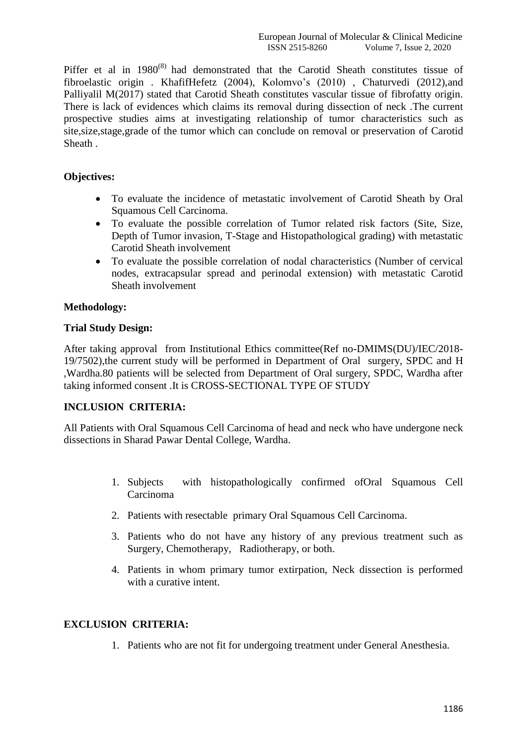Piffer et al in 1980[8] had demonstrated that the Carotid Sheath constitutes tissue of fibroelastic origin . KhafifHefetz (2004), Kolomvo's (2010) , Chaturvedi (2012),and Palliyalil M(2017) stated that Carotid Sheath constitutes vascular tissue of fibrofatty origin. There is lack of evidences which claims its removal during dissection of neck .The current prospective studies aims at investigating relationship of tumor characteristics such as site,size,stage,grade of the tumor which can conclude on removal or preservation of Carotid Sheath .

**Objectives:**

- To evaluate the incidence of metastatic involvement of Carotid Sheath by Oral Squamous Cell Carcinoma.
- To evaluate the possible correlation of Tumor related risk factors (Site, Size, Depth of Tumor invasion, T-Stage and Histopathological grading) with metastatic Carotid Sheath involvement
- To evaluate the possible correlation of nodal characteristics (Number of cervical nodes, extracapsular spread and perinodal extension) with metastatic Carotid Sheath involvement

**Methodology:**

**Trial Study Design:**

After taking approval from Institutional Ethics committee(Ref no-DMIMS(DU)/IEC/2018-19/7502),the current study will be performed in Department of Oral surgery, SPDC and H ,Wardha.80 patients will be selected from Department of Oral surgery, SPDC, Wardha after taking informed consent .It is CROSS-SECTIONAL TYPE OF STUDY

**INCLUSION CRITERIA:**

All Patients with Oral Squamous Cell Carcinoma of head and neck who have undergone neck dissections in Sharad Pawar Dental College, Wardha.

1. Subjects with histopathologically confirmed ofOral Squamous Cell Carcinoma
2. Patients with resectable primary Oral Squamous Cell Carcinoma.
3. Patients who do not have any history of any previous treatment such as Surgery, Chemotherapy, Radiotherapy, or both.
4. Patients in whom primary tumor extirpation, Neck dissection is performed with a curative intent.

**EXCLUSION CRITERIA:**

1. Patients who are not fit for undergoing treatment under General Anesthesia.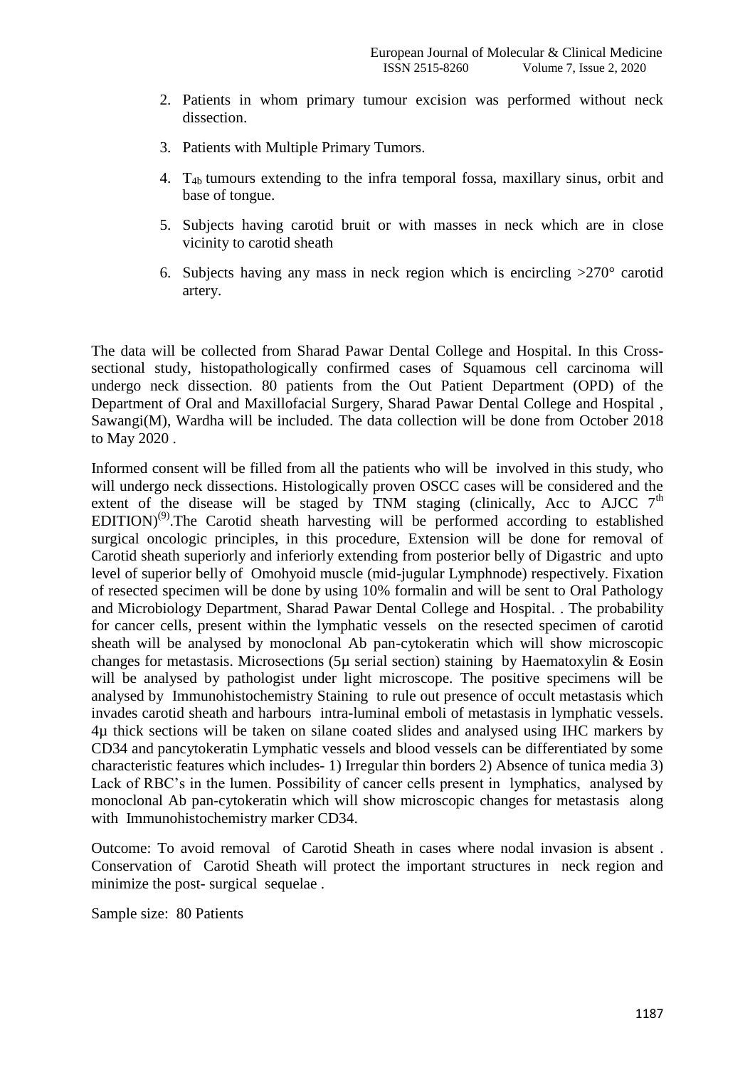2. Patients in whom primary tumour excision was performed without neck dissection.
3. Patients with Multiple Primary Tumors.
4. $T_{4b}$ tumours extending to the infra temporal fossa, maxillary sinus, orbit and base of tongue.
5. Subjects having carotid bruit or with masses in neck which are in close vicinity to carotid sheath
6. Subjects having any mass in neck region which is encircling >270° carotid artery.

The data will be collected from Sharad Pawar Dental College and Hospital. In this Cross-sectional study, histopathologically confirmed cases of Squamous cell carcinoma will undergo neck dissection. 80 patients from the Out Patient Department (OPD) of the Department of Oral and Maxillofacial Surgery, Sharad Pawar Dental College and Hospital , Sawangi(M), Wardha will be included. The data collection will be done from October 2018 to May 2020 .

Informed consent will be filled from all the patients who will be involved in this study, who will undergo neck dissections. Histologically proven OSCC cases will be considered and the extent of the disease will be staged by TNM staging (clinically, Acc to AJCC 7th EDITION)[9].The Carotid sheath harvesting will be performed according to established surgical oncologic principles, in this procedure, Extension will be done for removal of Carotid sheath superiorly and inferiorly extending from posterior belly of Digastric and upto level of superior belly of Omohyoid muscle (mid-jugular Lymphnode) respectively. Fixation of resected specimen will be done by using 10% formalin and will be sent to Oral Pathology and Microbiology Department, Sharad Pawar Dental College and Hospital. . The probability for cancer cells, present within the lymphatic vessels on the resected specimen of carotid sheath will be analysed by monoclonal Ab pan-cytokeratin which will show microscopic changes for metastasis. Microsections (5µ serial section) staining by Haematoxylin & Eosin will be analysed by pathologist under light microscope. The positive specimens will be analysed by Immunohistochemistry Staining to rule out presence of occult metastasis which invades carotid sheath and harbours intra-luminal emboli of metastasis in lymphatic vessels. 4µ thick sections will be taken on silane coated slides and analysed using IHC markers by CD34 and pancytokeratin Lymphatic vessels and blood vessels can be differentiated by some characteristic features which includes- 1) Irregular thin borders 2) Absence of tunica media 3) Lack of RBC's in the lumen. Possibility of cancer cells present in lymphatics, analysed by monoclonal Ab pan-cytokeratin which will show microscopic changes for metastasis along with Immunohistochemistry marker CD34.

Outcome: To avoid removal of Carotid Sheath in cases where nodal invasion is absent . Conservation of Carotid Sheath will protect the important structures in neck region and minimize the post- surgical sequelae .

Sample size: 80 Patients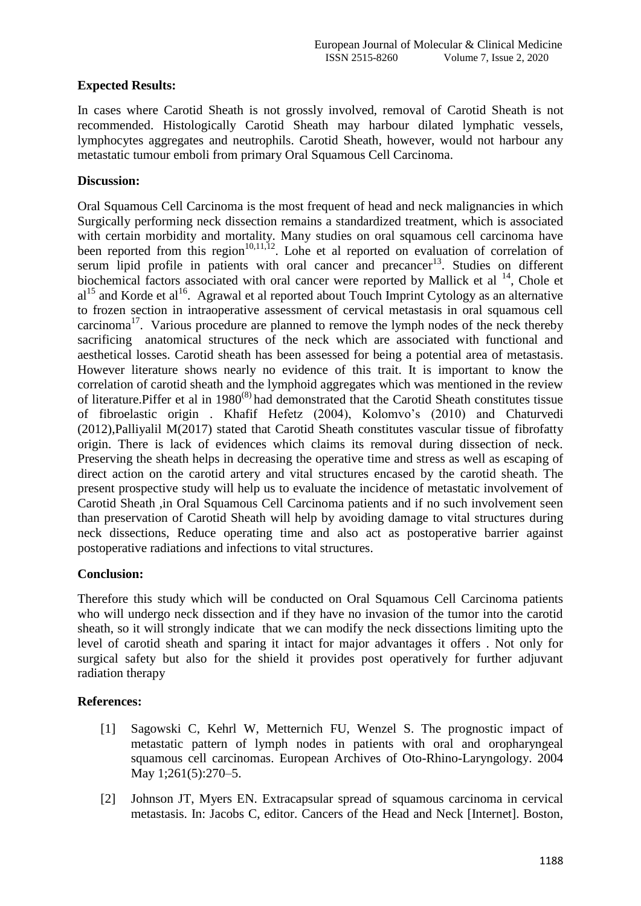**Expected Results:**

In cases where Carotid Sheath is not grossly involved, removal of Carotid Sheath is not recommended. Histologically Carotid Sheath may harbour dilated lymphatic vessels, lymphocytes aggregates and neutrophils. Carotid Sheath, however, would not harbour any metastatic tumour emboli from primary Oral Squamous Cell Carcinoma.

**Discussion:**

Oral Squamous Cell Carcinoma is the most frequent of head and neck malignancies in which Surgically performing neck dissection remains a standardized treatment, which is associated with certain morbidity and mortality. Many studies on oral squamous cell carcinoma have been reported from this region[10,11,12]. Lohe et al reported on evaluation of correlation of serum lipid profile in patients with oral cancer and precancer[13]. Studies on different biochemical factors associated with oral cancer were reported by Mallick et al [14], Chole et al[15] and Korde et al[16]. Agrawal et al reported about Touch Imprint Cytology as an alternative to frozen section in intraoperative assessment of cervical metastasis in oral squamous cell carcinoma[17]. Various procedure are planned to remove the lymph nodes of the neck thereby sacrificing anatomical structures of the neck which are associated with functional and aesthetical losses. Carotid sheath has been assessed for being a potential area of metastasis. However literature shows nearly no evidence of this trait. It is important to know the correlation of carotid sheath and the lymphoid aggregates which was mentioned in the review of literature.Piffer et al in 1980[(8)] had demonstrated that the Carotid Sheath constitutes tissue of fibroelastic origin . Khafif Hefetz (2004), Kolomvo's (2010) and Chaturvedi (2012),Palliyalil M(2017) stated that Carotid Sheath constitutes vascular tissue of fibrofatty origin. There is lack of evidences which claims its removal during dissection of neck. Preserving the sheath helps in decreasing the operative time and stress as well as escaping of direct action on the carotid artery and vital structures encased by the carotid sheath. The present prospective study will help us to evaluate the incidence of metastatic involvement of Carotid Sheath ,in Oral Squamous Cell Carcinoma patients and if no such involvement seen than preservation of Carotid Sheath will help by avoiding damage to vital structures during neck dissections, Reduce operating time and also act as postoperative barrier against postoperative radiations and infections to vital structures.

**Conclusion:**

Therefore this study which will be conducted on Oral Squamous Cell Carcinoma patients who will undergo neck dissection and if they have no invasion of the tumor into the carotid sheath, so it will strongly indicate that we can modify the neck dissections limiting upto the level of carotid sheath and sparing it intact for major advantages it offers . Not only for surgical safety but also for the shield it provides post operatively for further adjuvant radiation therapy

**References:**

[1] Sagowski C, Kehrl W, Metternich FU, Wenzel S. The prognostic impact of metastatic pattern of lymph nodes in patients with oral and oropharyngeal squamous cell carcinomas. European Archives of Oto-Rhino-Laryngology. 2004 May 1;261(5):270–5.

[2] Johnson JT, Myers EN. Extracapsular spread of squamous carcinoma in cervical metastasis. In: Jacobs C, editor. Cancers of the Head and Neck [Internet]. Boston,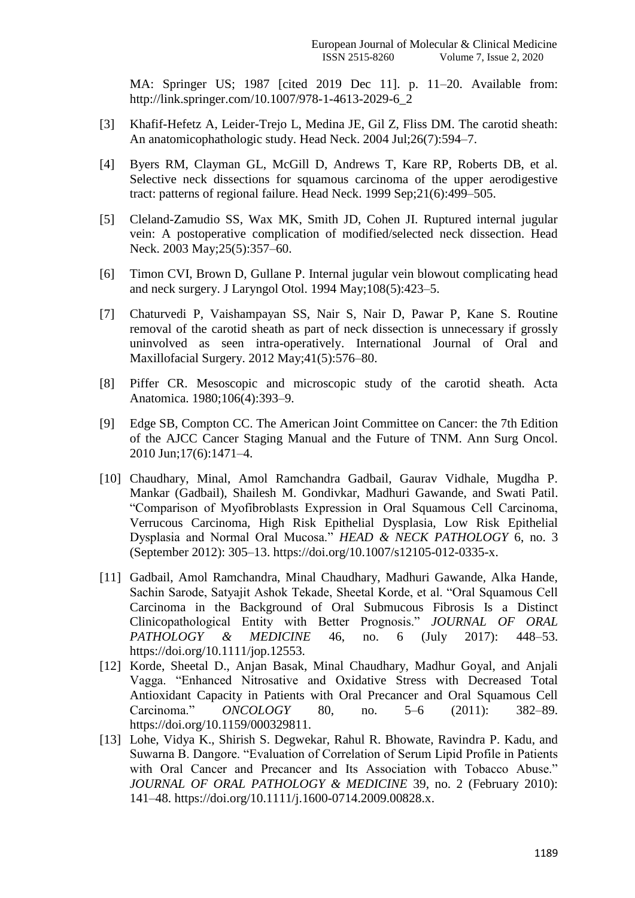MA: Springer US; 1987 [cited 2019 Dec 11]. p. 11–20. Available from: http://link.springer.com/10.1007/978-1-4613-2029-6_2

[3] Khafif-Hefetz A, Leider-Trejo L, Medina JE, Gil Z, Fliss DM. The carotid sheath: An anatomicophathologic study. Head Neck. 2004 Jul;26(7):594–7.

[4] Byers RM, Clayman GL, McGill D, Andrews T, Kare RP, Roberts DB, et al. Selective neck dissections for squamous carcinoma of the upper aerodigestive tract: patterns of regional failure. Head Neck. 1999 Sep;21(6):499–505.

[5] Cleland-Zamudio SS, Wax MK, Smith JD, Cohen JI. Ruptured internal jugular vein: A postoperative complication of modified/selected neck dissection. Head Neck. 2003 May;25(5):357–60.

[6] Timon CVI, Brown D, Gullane P. Internal jugular vein blowout complicating head and neck surgery. J Laryngol Otol. 1994 May;108(5):423–5.

[7] Chaturvedi P, Vaishampayan SS, Nair S, Nair D, Pawar P, Kane S. Routine removal of the carotid sheath as part of neck dissection is unnecessary if grossly uninvolved as seen intra-operatively. International Journal of Oral and Maxillofacial Surgery. 2012 May;41(5):576–80.

[8] Piffer CR. Mesoscopic and microscopic study of the carotid sheath. Acta Anatomica. 1980;106(4):393–9.

[9] Edge SB, Compton CC. The American Joint Committee on Cancer: the 7th Edition of the AJCC Cancer Staging Manual and the Future of TNM. Ann Surg Oncol. 2010 Jun;17(6):1471–4.

[10] Chaudhary, Minal, Amol Ramchandra Gadbail, Gaurav Vidhale, Mugdha P. Mankar (Gadbail), Shailesh M. Gondivkar, Madhuri Gawande, and Swati Patil. "Comparison of Myofibroblasts Expression in Oral Squamous Cell Carcinoma, Verrucous Carcinoma, High Risk Epithelial Dysplasia, Low Risk Epithelial Dysplasia and Normal Oral Mucosa." *HEAD & NECK PATHOLOGY* 6, no. 3 (September 2012): 305–13. https://doi.org/10.1007/s12105-012-0335-x.

[11] Gadbail, Amol Ramchandra, Minal Chaudhary, Madhuri Gawande, Alka Hande, Sachin Sarode, Satyajit Ashok Tekade, Sheetal Korde, et al. "Oral Squamous Cell Carcinoma in the Background of Oral Submucous Fibrosis Is a Distinct Clinicopathological Entity with Better Prognosis." *JOURNAL OF ORAL PATHOLOGY & MEDICINE* 46, no. 6 (July 2017): 448–53. https://doi.org/10.1111/jop.12553.

[12] Korde, Sheetal D., Anjan Basak, Minal Chaudhary, Madhur Goyal, and Anjali Vagga. "Enhanced Nitrosative and Oxidative Stress with Decreased Total Antioxidant Capacity in Patients with Oral Precancer and Oral Squamous Cell Carcinoma." *ONCOLOGY* 80, no. 5–6 (2011): 382–89. https://doi.org/10.1159/000329811.

[13] Lohe, Vidya K., Shirish S. Degwekar, Rahul R. Bhowate, Ravindra P. Kadu, and Suwarna B. Dangore. "Evaluation of Correlation of Serum Lipid Profile in Patients with Oral Cancer and Precancer and Its Association with Tobacco Abuse." *JOURNAL OF ORAL PATHOLOGY & MEDICINE* 39, no. 2 (February 2010): 141–48. https://doi.org/10.1111/j.1600-0714.2009.00828.x.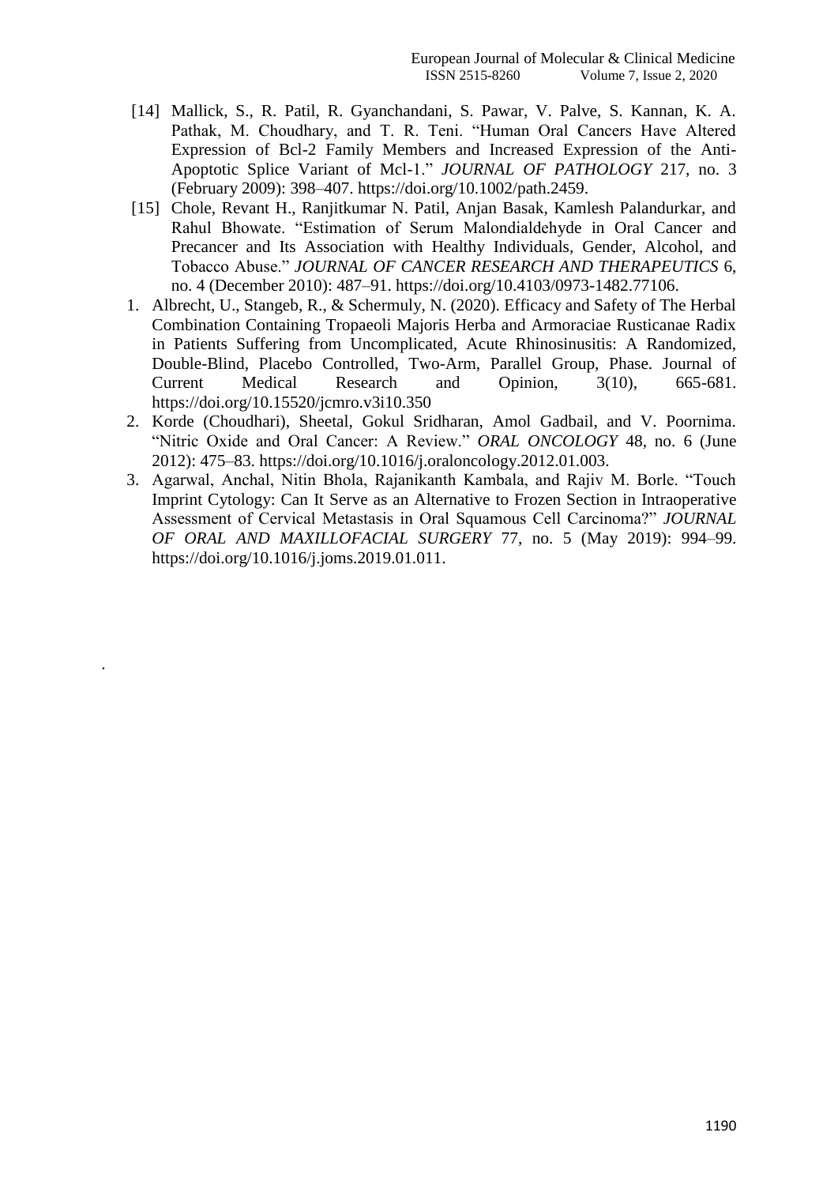[14] Mallick, S., R. Patil, R. Gyanchandani, S. Pawar, V. Palve, S. Kannan, K. A. Pathak, M. Choudhary, and T. R. Teni. "Human Oral Cancers Have Altered Expression of Bcl-2 Family Members and Increased Expression of the Anti-Apoptotic Splice Variant of Mcl-1." *JOURNAL OF PATHOLOGY* 217, no. 3 (February 2009): 398–407. https://doi.org/10.1002/path.2459.

[15] Chole, Revant H., Ranjitkumar N. Patil, Anjan Basak, Kamlesh Palandurkar, and Rahul Bhowate. "Estimation of Serum Malondialdehyde in Oral Cancer and Precancer and Its Association with Healthy Individuals, Gender, Alcohol, and Tobacco Abuse." *JOURNAL OF CANCER RESEARCH AND THERAPEUTICS* 6, no. 4 (December 2010): 487–91. https://doi.org/10.4103/0973-1482.77106.

1. Albrecht, U., Stangeb, R., & Schermuly, N. (2020). Efficacy and Safety of The Herbal Combination Containing Tropaeoli Majoris Herba and Armoraciae Rusticanae Radix in Patients Suffering from Uncomplicated, Acute Rhinosinusitis: A Randomized, Double-Blind, Placebo Controlled, Two-Arm, Parallel Group, Phase. Journal of Current Medical Research and Opinion, 3(10), 665-681. https://doi.org/10.15520/jcmro.v3i10.350
2. Korde (Choudhari), Sheetal, Gokul Sridharan, Amol Gadbail, and V. Poornima. "Nitric Oxide and Oral Cancer: A Review." *ORAL ONCOLOGY* 48, no. 6 (June 2012): 475–83. https://doi.org/10.1016/j.oraloncology.2012.01.003.
3. Agarwal, Anchal, Nitin Bhola, Rajanikanth Kambala, and Rajiv M. Borle. "Touch Imprint Cytology: Can It Serve as an Alternative to Frozen Section in Intraoperative Assessment of Cervical Metastasis in Oral Squamous Cell Carcinoma?" *JOURNAL OF ORAL AND MAXILLOFACIAL SURGERY* 77, no. 5 (May 2019): 994–99. https://doi.org/10.1016/j.joms.2019.01.011.

.